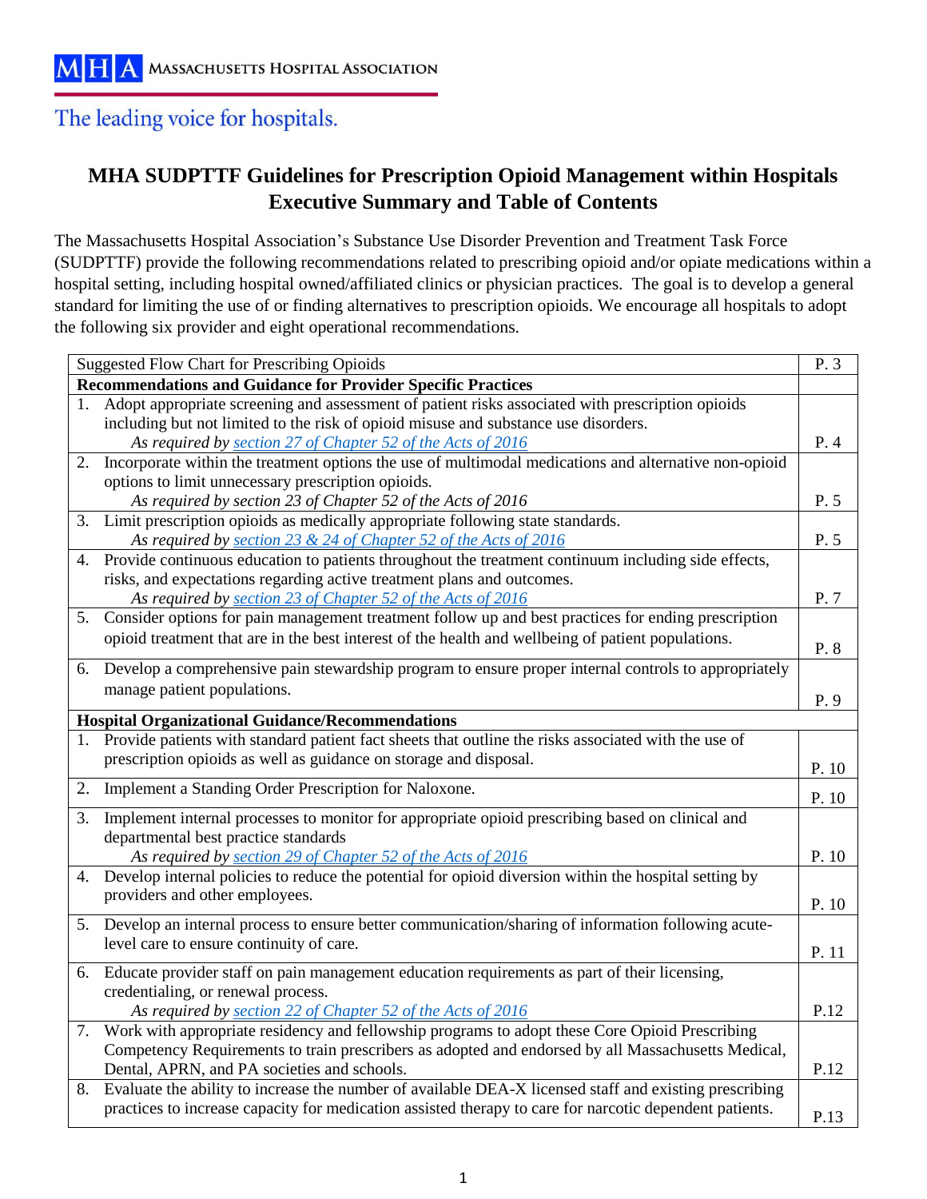MHA MASSACHUSETTS HOSPITAL ASSOCIATION

The leading voice for hospitals.

# MHA SUDPTTF Guidelines for Prescription Opioid Management within Hospitals Executive Summary and Table of Contents

The Massachusetts Hospital Association's Substance Use Disorder Prevention and Treatment Task Force (SUDPTTF) provide the following recommendations related to prescribing opioid and/or opiate medications within a hospital setting, including hospital owned/affiliated clinics or physician practices. The goal is to develop a general standard for limiting the use of or finding alternatives to prescription opioids. We encourage all hospitals to adopt the following six provider and eight operational recommendations.

| Suggested Flow Chart for Prescribing Opioids | P. 3 |
|---|---|
| **Recommendations and Guidance for Provider Specific Practices** | |
| 1. Adopt appropriate screening and assessment of patient risks associated with prescription opioids including but not limited to the risk of opioid misuse and substance use disorders. *As required by section 27 of Chapter 52 of the Acts of 2016* | P. 4 |
| 2. Incorporate within the treatment options the use of multimodal medications and alternative non-opioid options to limit unnecessary prescription opioids. *As required by section 23 of Chapter 52 of the Acts of 2016* | P. 5 |
| 3. Limit prescription opioids as medically appropriate following state standards. *As required by section 23 & 24 of Chapter 52 of the Acts of 2016* | P. 5 |
| 4. Provide continuous education to patients throughout the treatment continuum including side effects, risks, and expectations regarding active treatment plans and outcomes. *As required by section 23 of Chapter 52 of the Acts of 2016* | P. 7 |
| 5. Consider options for pain management treatment follow up and best practices for ending prescription opioid treatment that are in the best interest of the health and wellbeing of patient populations. | P. 8 |
| 6. Develop a comprehensive pain stewardship program to ensure proper internal controls to appropriately manage patient populations. | P. 9 |
| **Hospital Organizational Guidance/Recommendations** | |
| 1. Provide patients with standard patient fact sheets that outline the risks associated with the use of prescription opioids as well as guidance on storage and disposal. | P. 10 |
| 2. Implement a Standing Order Prescription for Naloxone. | P. 10 |
| 3. Implement internal processes to monitor for appropriate opioid prescribing based on clinical and departmental best practice standards *As required by section 29 of Chapter 52 of the Acts of 2016* | P. 10 |
| 4. Develop internal policies to reduce the potential for opioid diversion within the hospital setting by providers and other employees. | P. 10 |
| 5. Develop an internal process to ensure better communication/sharing of information following acute-level care to ensure continuity of care. | P. 11 |
| 6. Educate provider staff on pain management education requirements as part of their licensing, credentialing, or renewal process. *As required by section 22 of Chapter 52 of the Acts of 2016* | P.12 |
| 7. Work with appropriate residency and fellowship programs to adopt these Core Opioid Prescribing Competency Requirements to train prescribers as adopted and endorsed by all Massachusetts Medical, Dental, APRN, and PA societies and schools. | P.12 |
| 8. Evaluate the ability to increase the number of available DEA-X licensed staff and existing prescribing practices to increase capacity for medication assisted therapy to care for narcotic dependent patients. | P.13 |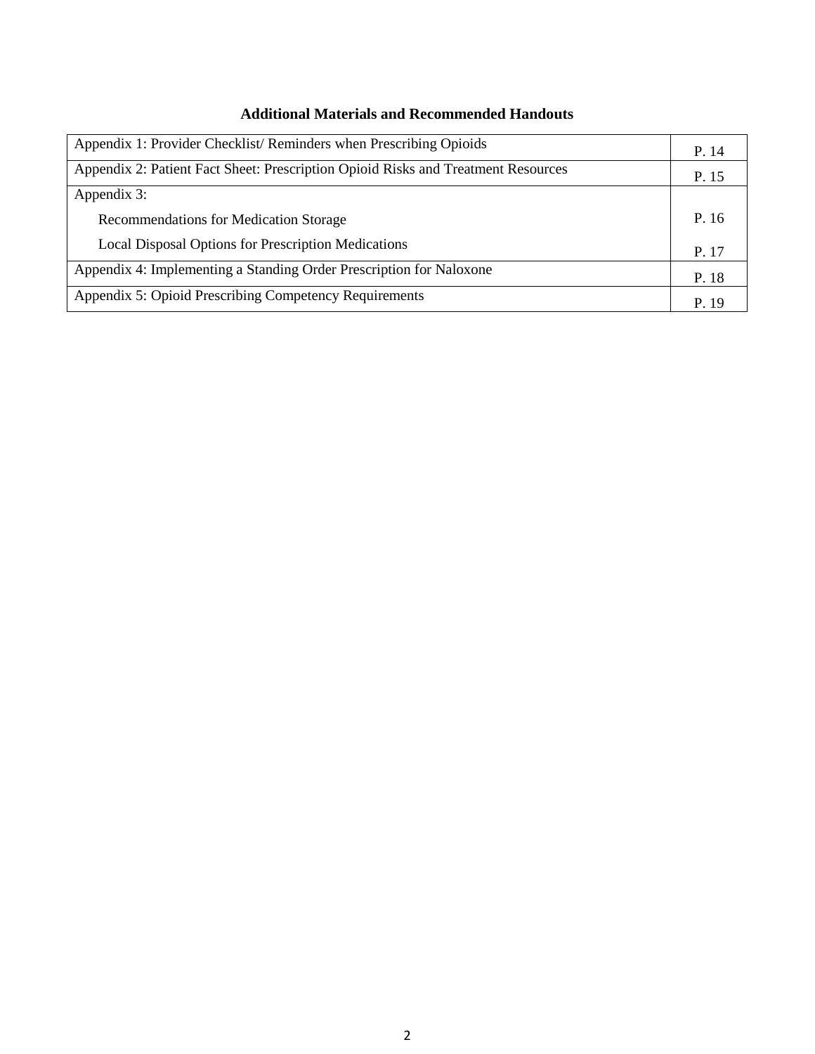## Additional Materials and Recommended Handouts

| | |
|---|---|
| Appendix 1: Provider Checklist/ Reminders when Prescribing Opioids | P. 14 |
| Appendix 2: Patient Fact Sheet: Prescription Opioid Risks and Treatment Resources | P. 15 |
| Appendix 3:<br>Recommendations for Medication Storage<br>Local Disposal Options for Prescription Medications | <br>P. 16<br>P. 17 |
| Appendix 4: Implementing a Standing Order Prescription for Naloxone | P. 18 |
| Appendix 5: Opioid Prescribing Competency Requirements | P. 19 |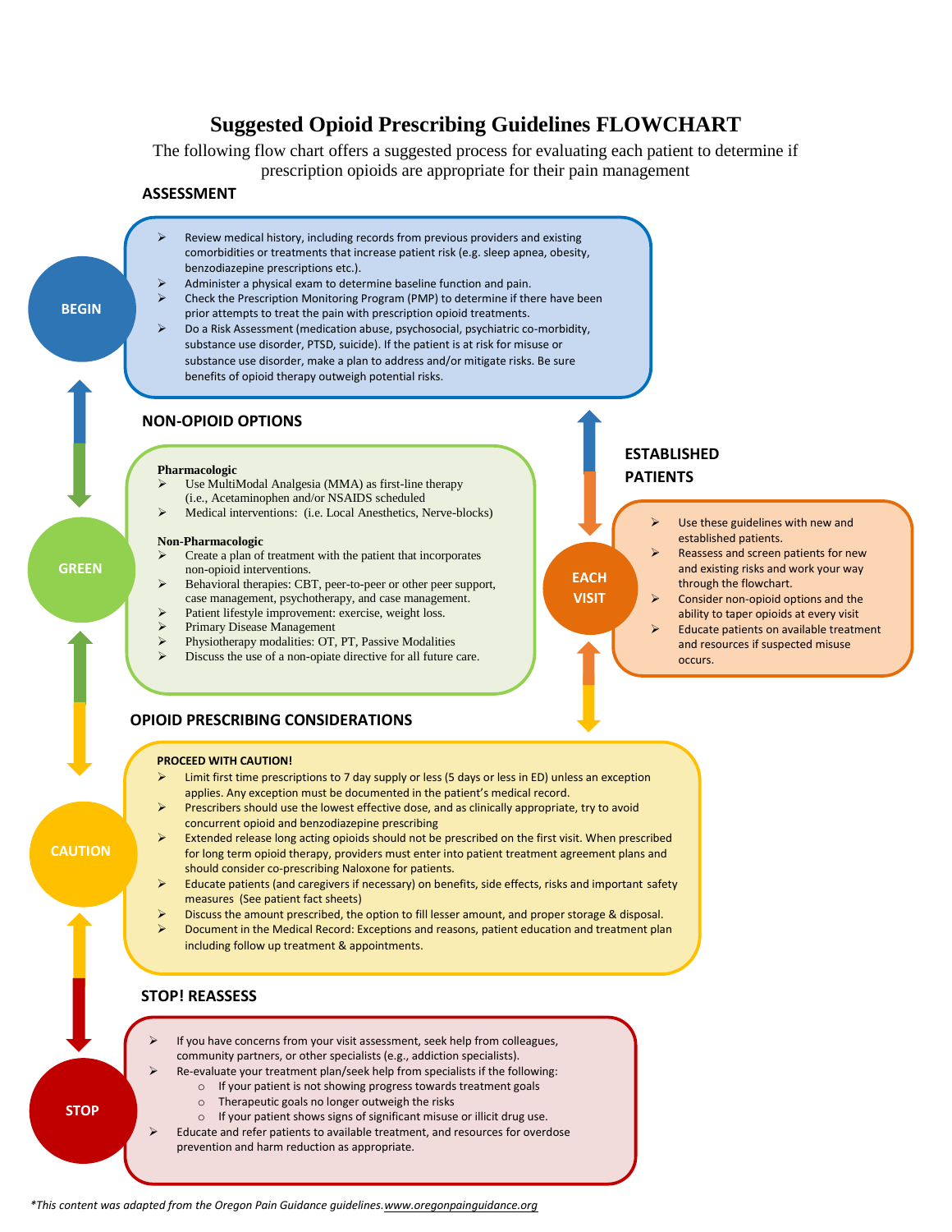# Suggested Opioid Prescribing Guidelines FLOWCHART

The following flow chart offers a suggested process for evaluating each patient to determine if prescription opioids are appropriate for their pain management

## ASSESSMENT

**BEGIN**

- Review medical history, including records from previous providers and existing comorbidities or treatments that increase patient risk (e.g. sleep apnea, obesity, benzodiazepine prescriptions etc.).
- Administer a physical exam to determine baseline function and pain.
- Check the Prescription Monitoring Program (PMP) to determine if there have been prior attempts to treat the pain with prescription opioid treatments.
- Do a Risk Assessment (medication abuse, psychosocial, psychiatric co-morbidity, substance use disorder, PTSD, suicide). If the patient is at risk for misuse or substance use disorder, make a plan to address and/or mitigate risks. Be sure benefits of opioid therapy outweigh potential risks.

## NON-OPIOID OPTIONS

**GREEN**

**Pharmacologic**

- Use MultiModal Analgesia (MMA) as first-line therapy (i.e., Acetaminophen and/or NSAIDS scheduled
- Medical interventions: (i.e. Local Anesthetics, Nerve-blocks)

**Non-Pharmacologic**

- Create a plan of treatment with the patient that incorporates non-opioid interventions.
- Behavioral therapies: CBT, peer-to-peer or other peer support, case management, psychotherapy, and case management.
- Patient lifestyle improvement: exercise, weight loss.
- Primary Disease Management
- Physiotherapy modalities: OT, PT, Passive Modalities
- Discuss the use of a non-opiate directive for all future care.

## ESTABLISHED PATIENTS

**EACH VISIT**

- Use these guidelines with new and established patients.
- Reassess and screen patients for new and existing risks and work your way through the flowchart.
- Consider non-opioid options and the ability to taper opioids at every visit
- Educate patients on available treatment and resources if suspected misuse occurs.

## OPIOID PRESCRIBING CONSIDERATIONS

**CAUTION**

**PROCEED WITH CAUTION!**

- Limit first time prescriptions to 7 day supply or less (5 days or less in ED) unless an exception applies. Any exception must be documented in the patient's medical record.
- Prescribers should use the lowest effective dose, and as clinically appropriate, try to avoid concurrent opioid and benzodiazepine prescribing
- Extended release long acting opioids should not be prescribed on the first visit. When prescribed for long term opioid therapy, providers must enter into patient treatment agreement plans and should consider co-prescribing Naloxone for patients.
- Educate patients (and caregivers if necessary) on benefits, side effects, risks and important safety measures (See patient fact sheets)
- Discuss the amount prescribed, the option to fill lesser amount, and proper storage & disposal.
- Document in the Medical Record: Exceptions and reasons, patient education and treatment plan including follow up treatment & appointments.

## STOP! REASSESS

**STOP**

- If you have concerns from your visit assessment, seek help from colleagues, community partners, or other specialists (e.g., addiction specialists).
- Re-evaluate your treatment plan/seek help from specialists if the following:
  - If your patient is not showing progress towards treatment goals
  - Therapeutic goals no longer outweigh the risks
  - If your patient shows signs of significant misuse or illicit drug use.
- Educate and refer patients to available treatment, and resources for overdose prevention and harm reduction as appropriate.

*\*This content was adapted from the Oregon Pain Guidance guidelines. www.oregonpainguidance.org*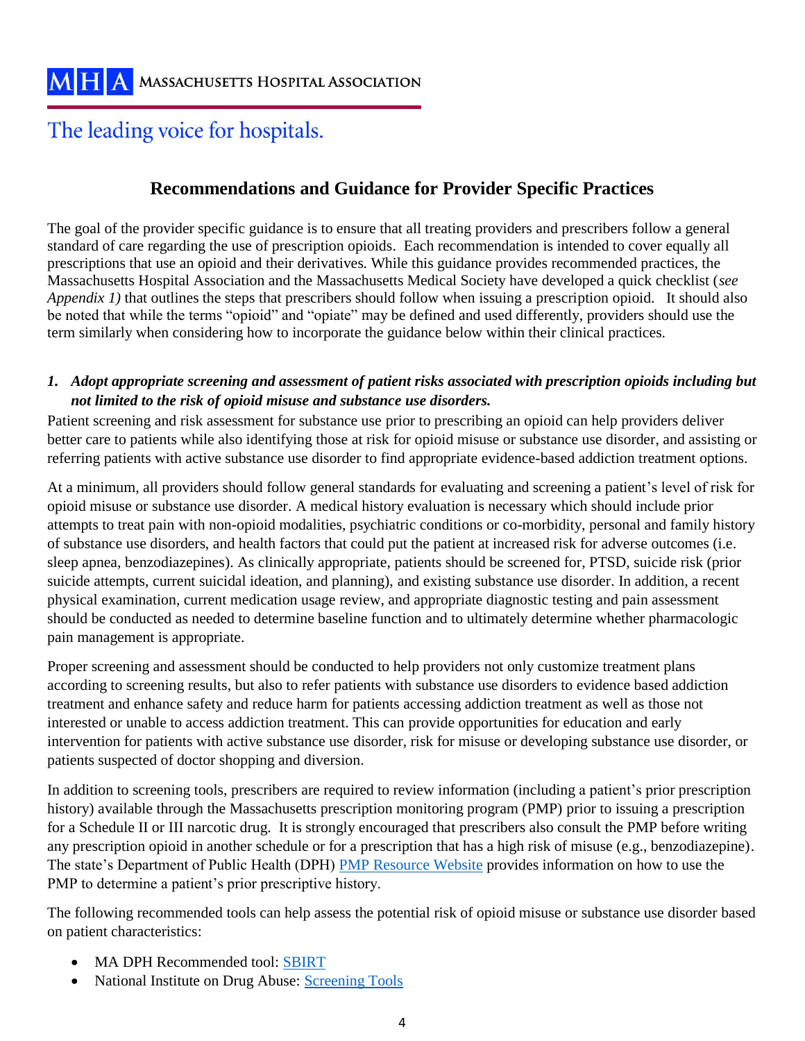## Recommendations and Guidance for Provider Specific Practices

The goal of the provider specific guidance is to ensure that all treating providers and prescribers follow a general standard of care regarding the use of prescription opioids. Each recommendation is intended to cover equally all prescriptions that use an opioid and their derivatives. While this guidance provides recommended practices, the Massachusetts Hospital Association and the Massachusetts Medical Society have developed a quick checklist (*see Appendix 1)* that outlines the steps that prescribers should follow when issuing a prescription opioid. It should also be noted that while the terms "opioid" and "opiate" may be defined and used differently, providers should use the term similarly when considering how to incorporate the guidance below within their clinical practices.

***1. Adopt appropriate screening and assessment of patient risks associated with prescription opioids including but not limited to the risk of opioid misuse and substance use disorders.***

Patient screening and risk assessment for substance use prior to prescribing an opioid can help providers deliver better care to patients while also identifying those at risk for opioid misuse or substance use disorder, and assisting or referring patients with active substance use disorder to find appropriate evidence-based addiction treatment options.

At a minimum, all providers should follow general standards for evaluating and screening a patient's level of risk for opioid misuse or substance use disorder. A medical history evaluation is necessary which should include prior attempts to treat pain with non-opioid modalities, psychiatric conditions or co-morbidity, personal and family history of substance use disorders, and health factors that could put the patient at increased risk for adverse outcomes (i.e. sleep apnea, benzodiazepines). As clinically appropriate, patients should be screened for, PTSD, suicide risk (prior suicide attempts, current suicidal ideation, and planning), and existing substance use disorder. In addition, a recent physical examination, current medication usage review, and appropriate diagnostic testing and pain assessment should be conducted as needed to determine baseline function and to ultimately determine whether pharmacologic pain management is appropriate.

Proper screening and assessment should be conducted to help providers not only customize treatment plans according to screening results, but also to refer patients with substance use disorders to evidence based addiction treatment and enhance safety and reduce harm for patients accessing addiction treatment as well as those not interested or unable to access addiction treatment. This can provide opportunities for education and early intervention for patients with active substance use disorder, risk for misuse or developing substance use disorder, or patients suspected of doctor shopping and diversion.

In addition to screening tools, prescribers are required to review information (including a patient's prior prescription history) available through the Massachusetts prescription monitoring program (PMP) prior to issuing a prescription for a Schedule II or III narcotic drug. It is strongly encouraged that prescribers also consult the PMP before writing any prescription opioid in another schedule or for a prescription that has a high risk of misuse (e.g., benzodiazepine). The state's Department of Public Health (DPH) PMP Resource Website provides information on how to use the PMP to determine a patient's prior prescriptive history.

The following recommended tools can help assess the potential risk of opioid misuse or substance use disorder based on patient characteristics:

- MA DPH Recommended tool: SBIRT
- National Institute on Drug Abuse: Screening Tools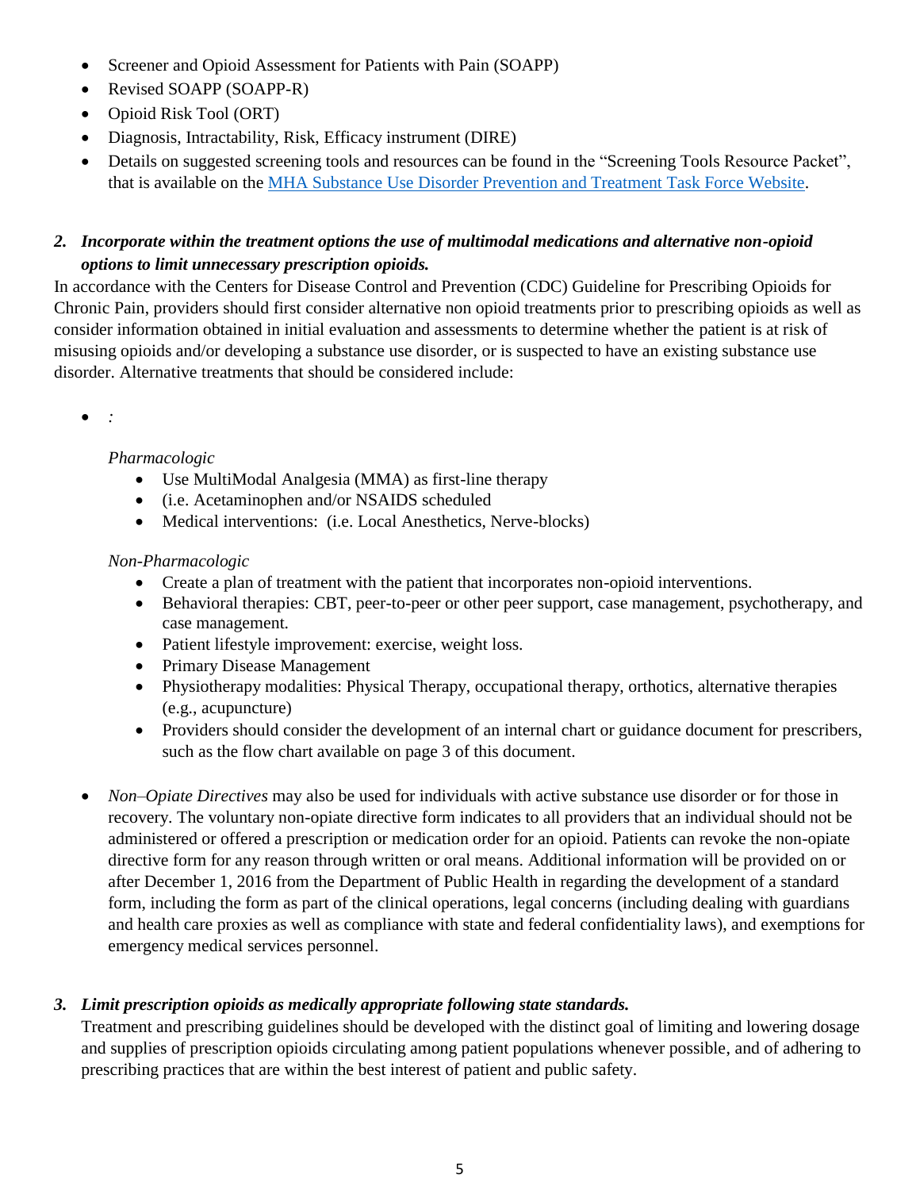- Screener and Opioid Assessment for Patients with Pain (SOAPP)
- Revised SOAPP (SOAPP-R)
- Opioid Risk Tool (ORT)
- Diagnosis, Intractability, Risk, Efficacy instrument (DIRE)
- Details on suggested screening tools and resources can be found in the "Screening Tools Resource Packet", that is available on the [MHA Substance Use Disorder Prevention and Treatment Task Force Website](#).

2. ***Incorporate within the treatment options the use of multimodal medications and alternative non-opioid options to limit unnecessary prescription opioids.***

In accordance with the Centers for Disease Control and Prevention (CDC) Guideline for Prescribing Opioids for Chronic Pain, providers should first consider alternative non opioid treatments prior to prescribing opioids as well as consider information obtained in initial evaluation and assessments to determine whether the patient is at risk of misusing opioids and/or developing a substance use disorder, or is suspected to have an existing substance use disorder. Alternative treatments that should be considered include:

- *:*

  *Pharmacologic*
  - Use MultiModal Analgesia (MMA) as first-line therapy
  - (i.e. Acetaminophen and/or NSAIDS scheduled
  - Medical interventions: (i.e. Local Anesthetics, Nerve-blocks)

  *Non-Pharmacologic*
  - Create a plan of treatment with the patient that incorporates non-opioid interventions.
  - Behavioral therapies: CBT, peer-to-peer or other peer support, case management, psychotherapy, and case management.
  - Patient lifestyle improvement: exercise, weight loss.
  - Primary Disease Management
  - Physiotherapy modalities: Physical Therapy, occupational therapy, orthotics, alternative therapies (e.g., acupuncture)
  - Providers should consider the development of an internal chart or guidance document for prescribers, such as the flow chart available on page 3 of this document.

- *Non–Opiate Directives* may also be used for individuals with active substance use disorder or for those in recovery. The voluntary non-opiate directive form indicates to all providers that an individual should not be administered or offered a prescription or medication order for an opioid. Patients can revoke the non-opiate directive form for any reason through written or oral means. Additional information will be provided on or after December 1, 2016 from the Department of Public Health in regarding the development of a standard form, including the form as part of the clinical operations, legal concerns (including dealing with guardians and health care proxies as well as compliance with state and federal confidentiality laws), and exemptions for emergency medical services personnel.

3. ***Limit prescription opioids as medically appropriate following state standards.***

   Treatment and prescribing guidelines should be developed with the distinct goal of limiting and lowering dosage and supplies of prescription opioids circulating among patient populations whenever possible, and of adhering to prescribing practices that are within the best interest of patient and public safety.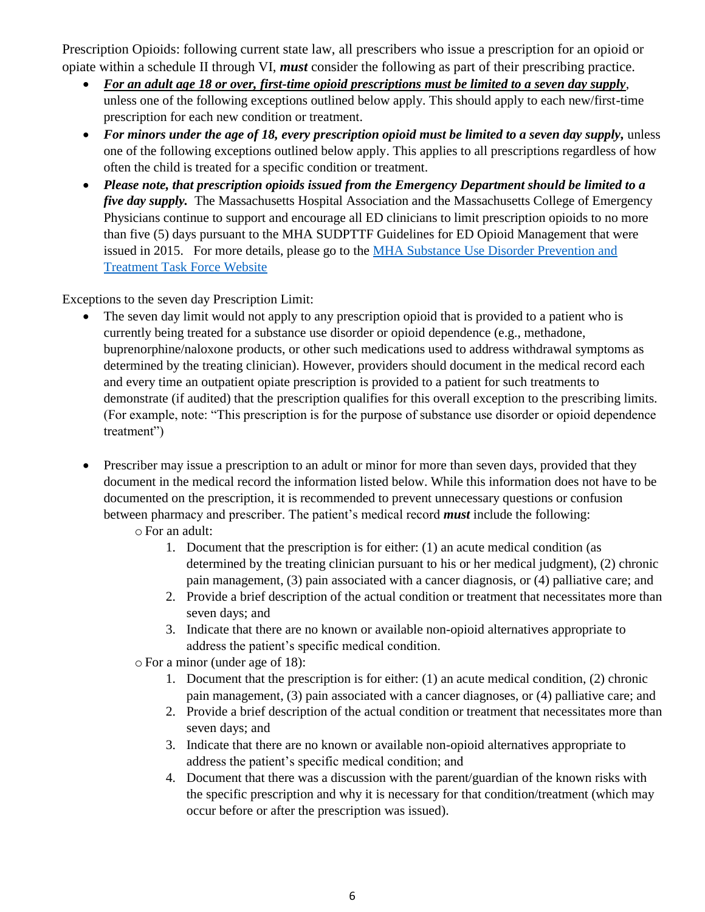Prescription Opioids: following current state law, all prescribers who issue a prescription for an opioid or opiate within a schedule II through VI, ***must*** consider the following as part of their prescribing practice.

- ***<u>For an adult age 18 or over, first-time opioid prescriptions must be limited to a seven day supply</u>***, unless one of the following exceptions outlined below apply. This should apply to each new/first-time prescription for each new condition or treatment.
- ***For minors under the age of 18, every prescription opioid must be limited to a seven day supply,*** unless one of the following exceptions outlined below apply. This applies to all prescriptions regardless of how often the child is treated for a specific condition or treatment.
- ***Please note, that prescription opioids issued from the Emergency Department should be limited to a five day supply.*** The Massachusetts Hospital Association and the Massachusetts College of Emergency Physicians continue to support and encourage all ED clinicians to limit prescription opioids to no more than five (5) days pursuant to the MHA SUDPTTF Guidelines for ED Opioid Management that were issued in 2015. For more details, please go to the [MHA Substance Use Disorder Prevention and Treatment Task Force Website]

Exceptions to the seven day Prescription Limit:

- The seven day limit would not apply to any prescription opioid that is provided to a patient who is currently being treated for a substance use disorder or opioid dependence (e.g., methadone, buprenorphine/naloxone products, or other such medications used to address withdrawal symptoms as determined by the treating clinician). However, providers should document in the medical record each and every time an outpatient opiate prescription is provided to a patient for such treatments to demonstrate (if audited) that the prescription qualifies for this overall exception to the prescribing limits. (For example, note: "This prescription is for the purpose of substance use disorder or opioid dependence treatment")

- Prescriber may issue a prescription to an adult or minor for more than seven days, provided that they document in the medical record the information listed below. While this information does not have to be documented on the prescription, it is recommended to prevent unnecessary questions or confusion between pharmacy and prescriber. The patient's medical record ***must*** include the following:
  - For an adult:
    1. Document that the prescription is for either: (1) an acute medical condition (as determined by the treating clinician pursuant to his or her medical judgment), (2) chronic pain management, (3) pain associated with a cancer diagnosis, or (4) palliative care; and
    2. Provide a brief description of the actual condition or treatment that necessitates more than seven days; and
    3. Indicate that there are no known or available non-opioid alternatives appropriate to address the patient's specific medical condition.
  - For a minor (under age of 18):
    1. Document that the prescription is for either: (1) an acute medical condition, (2) chronic pain management, (3) pain associated with a cancer diagnoses, or (4) palliative care; and
    2. Provide a brief description of the actual condition or treatment that necessitates more than seven days; and
    3. Indicate that there are no known or available non-opioid alternatives appropriate to address the patient's specific medical condition; and
    4. Document that there was a discussion with the parent/guardian of the known risks with the specific prescription and why it is necessary for that condition/treatment (which may occur before or after the prescription was issued).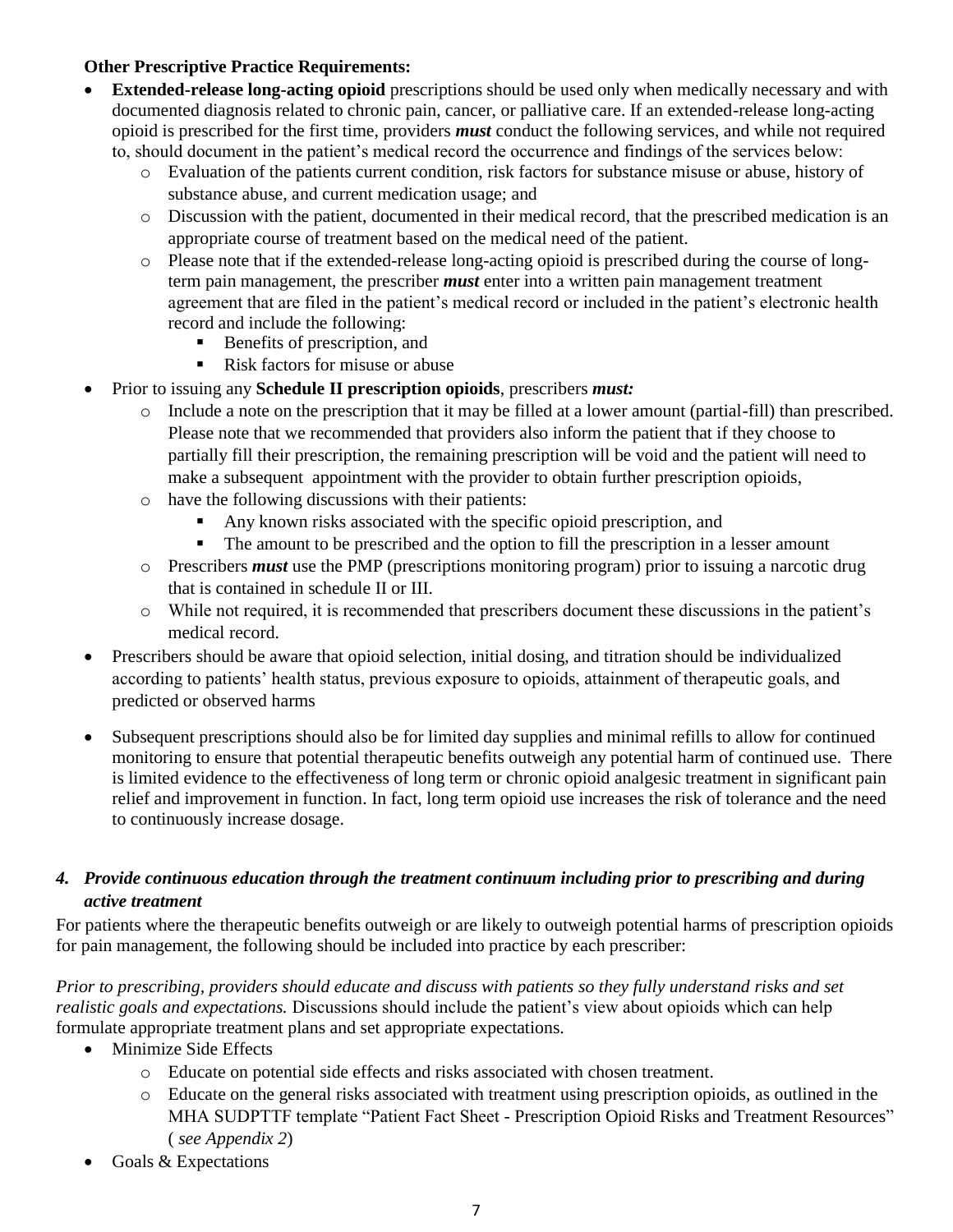**Other Prescriptive Practice Requirements:**

- **Extended-release long-acting opioid** prescriptions should be used only when medically necessary and with documented diagnosis related to chronic pain, cancer, or palliative care. If an extended-release long-acting opioid is prescribed for the first time, providers ***must*** conduct the following services, and while not required to, should document in the patient's medical record the occurrence and findings of the services below:
  - Evaluation of the patients current condition, risk factors for substance misuse or abuse, history of substance abuse, and current medication usage; and
  - Discussion with the patient, documented in their medical record, that the prescribed medication is an appropriate course of treatment based on the medical need of the patient.
  - Please note that if the extended-release long-acting opioid is prescribed during the course of long-term pain management, the prescriber ***must*** enter into a written pain management treatment agreement that are filed in the patient's medical record or included in the patient's electronic health record and include the following:
    - Benefits of prescription, and
    - Risk factors for misuse or abuse
- Prior to issuing any **Schedule II prescription opioids**, prescribers ***must:***
  - Include a note on the prescription that it may be filled at a lower amount (partial-fill) than prescribed. Please note that we recommended that providers also inform the patient that if they choose to partially fill their prescription, the remaining prescription will be void and the patient will need to make a subsequent appointment with the provider to obtain further prescription opioids,
  - have the following discussions with their patients:
    - Any known risks associated with the specific opioid prescription, and
    - The amount to be prescribed and the option to fill the prescription in a lesser amount
  - Prescribers ***must*** use the PMP (prescriptions monitoring program) prior to issuing a narcotic drug that is contained in schedule II or III.
  - While not required, it is recommended that prescribers document these discussions in the patient's medical record.
- Prescribers should be aware that opioid selection, initial dosing, and titration should be individualized according to patients' health status, previous exposure to opioids, attainment of therapeutic goals, and predicted or observed harms
- Subsequent prescriptions should also be for limited day supplies and minimal refills to allow for continued monitoring to ensure that potential therapeutic benefits outweigh any potential harm of continued use. There is limited evidence to the effectiveness of long term or chronic opioid analgesic treatment in significant pain relief and improvement in function. In fact, long term opioid use increases the risk of tolerance and the need to continuously increase dosage.

### *4. Provide continuous education through the treatment continuum including prior to prescribing and during active treatment*

For patients where the therapeutic benefits outweigh or are likely to outweigh potential harms of prescription opioids for pain management, the following should be included into practice by each prescriber:

*Prior to prescribing, providers should educate and discuss with patients so they fully understand risks and set realistic goals and expectations.* Discussions should include the patient's view about opioids which can help formulate appropriate treatment plans and set appropriate expectations.

- Minimize Side Effects
  - Educate on potential side effects and risks associated with chosen treatment.
  - Educate on the general risks associated with treatment using prescription opioids, as outlined in the MHA SUDPTTF template "Patient Fact Sheet - Prescription Opioid Risks and Treatment Resources" ( *see Appendix 2*)
- Goals & Expectations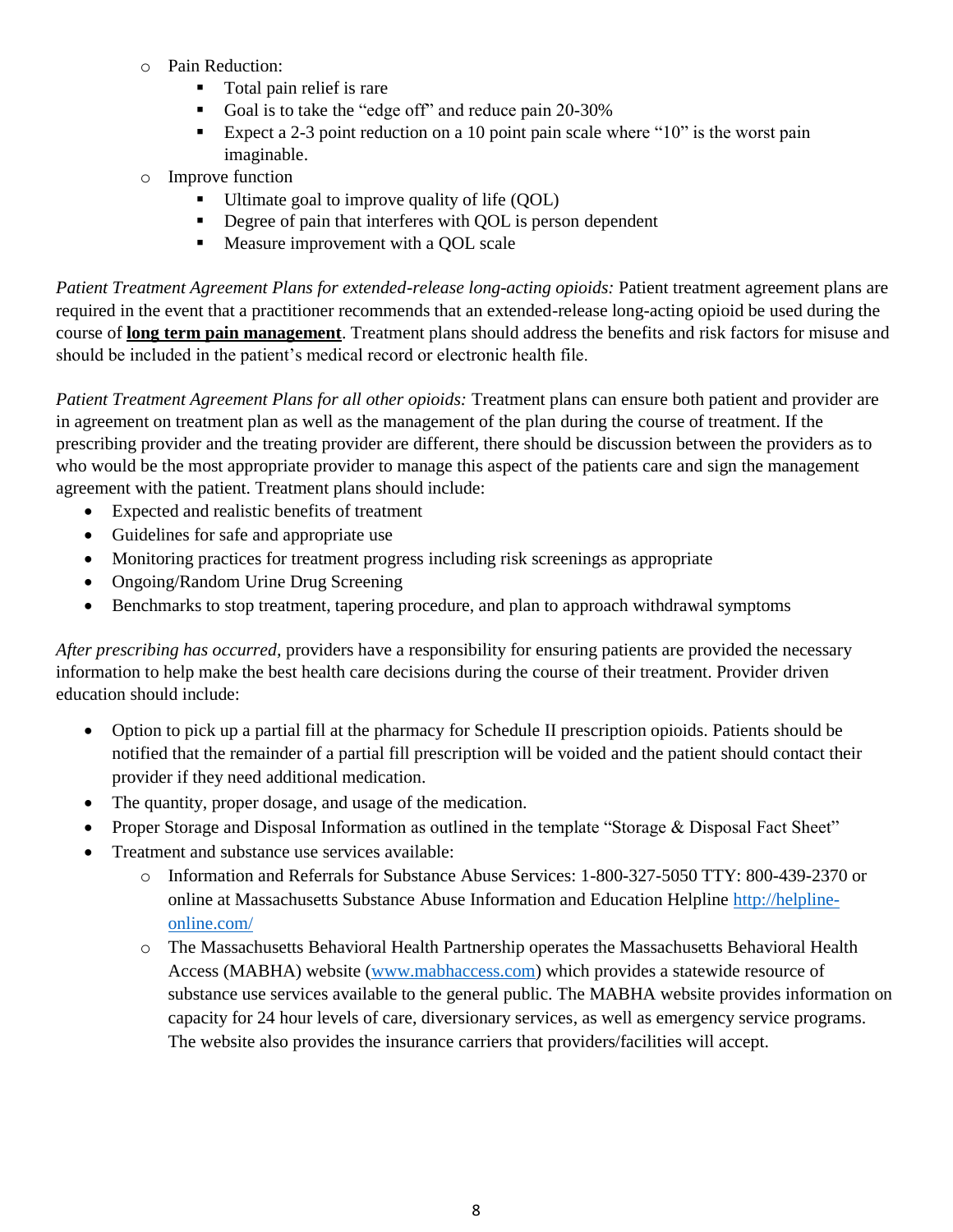- Pain Reduction:
  - Total pain relief is rare
  - Goal is to take the "edge off" and reduce pain 20-30%
  - Expect a 2-3 point reduction on a 10 point pain scale where "10" is the worst pain imaginable.
- Improve function
  - Ultimate goal to improve quality of life (QOL)
  - Degree of pain that interferes with QOL is person dependent
  - Measure improvement with a QOL scale

*Patient Treatment Agreement Plans for extended-release long-acting opioids:* Patient treatment agreement plans are required in the event that a practitioner recommends that an extended-release long-acting opioid be used during the course of **long term pain management**. Treatment plans should address the benefits and risk factors for misuse and should be included in the patient's medical record or electronic health file.

*Patient Treatment Agreement Plans for all other opioids:* Treatment plans can ensure both patient and provider are in agreement on treatment plan as well as the management of the plan during the course of treatment. If the prescribing provider and the treating provider are different, there should be discussion between the providers as to who would be the most appropriate provider to manage this aspect of the patients care and sign the management agreement with the patient. Treatment plans should include:

- Expected and realistic benefits of treatment
- Guidelines for safe and appropriate use
- Monitoring practices for treatment progress including risk screenings as appropriate
- Ongoing/Random Urine Drug Screening
- Benchmarks to stop treatment, tapering procedure, and plan to approach withdrawal symptoms

*After prescribing has occurred*, providers have a responsibility for ensuring patients are provided the necessary information to help make the best health care decisions during the course of their treatment. Provider driven education should include:

- Option to pick up a partial fill at the pharmacy for Schedule II prescription opioids. Patients should be notified that the remainder of a partial fill prescription will be voided and the patient should contact their provider if they need additional medication.
- The quantity, proper dosage, and usage of the medication.
- Proper Storage and Disposal Information as outlined in the template "Storage & Disposal Fact Sheet"
- Treatment and substance use services available:
  - Information and Referrals for Substance Abuse Services: 1-800-327-5050 TTY: 800-439-2370 or online at Massachusetts Substance Abuse Information and Education Helpline [http://helpline-online.com/](http://helpline-online.com/)
  - The Massachusetts Behavioral Health Partnership operates the Massachusetts Behavioral Health Access (MABHA) website ([www.mabhaccess.com](http://www.mabhaccess.com)) which provides a statewide resource of substance use services available to the general public. The MABHA website provides information on capacity for 24 hour levels of care, diversionary services, as well as emergency service programs. The website also provides the insurance carriers that providers/facilities will accept.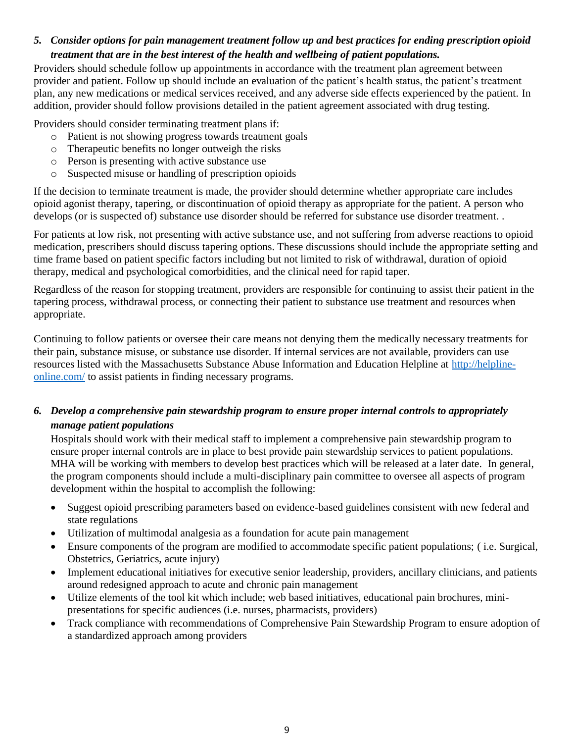### *5. Consider options for pain management treatment follow up and best practices for ending prescription opioid treatment that are in the best interest of the health and wellbeing of patient populations.*

Providers should schedule follow up appointments in accordance with the treatment plan agreement between provider and patient. Follow up should include an evaluation of the patient's health status, the patient's treatment plan, any new medications or medical services received, and any adverse side effects experienced by the patient. In addition, provider should follow provisions detailed in the patient agreement associated with drug testing.

Providers should consider terminating treatment plans if:

- Patient is not showing progress towards treatment goals
- Therapeutic benefits no longer outweigh the risks
- Person is presenting with active substance use
- Suspected misuse or handling of prescription opioids

If the decision to terminate treatment is made, the provider should determine whether appropriate care includes opioid agonist therapy, tapering, or discontinuation of opioid therapy as appropriate for the patient. A person who develops (or is suspected of) substance use disorder should be referred for substance use disorder treatment. .

For patients at low risk, not presenting with active substance use, and not suffering from adverse reactions to opioid medication, prescribers should discuss tapering options. These discussions should include the appropriate setting and time frame based on patient specific factors including but not limited to risk of withdrawal, duration of opioid therapy, medical and psychological comorbidities, and the clinical need for rapid taper.

Regardless of the reason for stopping treatment, providers are responsible for continuing to assist their patient in the tapering process, withdrawal process, or connecting their patient to substance use treatment and resources when appropriate.

Continuing to follow patients or oversee their care means not denying them the medically necessary treatments for their pain, substance misuse, or substance use disorder. If internal services are not available, providers can use resources listed with the Massachusetts Substance Abuse Information and Education Helpline at [http://helpline-online.com/](http://helpline-online.com/) to assist patients in finding necessary programs.

### *6. Develop a comprehensive pain stewardship program to ensure proper internal controls to appropriately manage patient populations*

Hospitals should work with their medical staff to implement a comprehensive pain stewardship program to ensure proper internal controls are in place to best provide pain stewardship services to patient populations. MHA will be working with members to develop best practices which will be released at a later date. In general, the program components should include a multi-disciplinary pain committee to oversee all aspects of program development within the hospital to accomplish the following:

- Suggest opioid prescribing parameters based on evidence-based guidelines consistent with new federal and state regulations
- Utilization of multimodal analgesia as a foundation for acute pain management
- Ensure components of the program are modified to accommodate specific patient populations; ( i.e. Surgical, Obstetrics, Geriatrics, acute injury)
- Implement educational initiatives for executive senior leadership, providers, ancillary clinicians, and patients around redesigned approach to acute and chronic pain management
- Utilize elements of the tool kit which include; web based initiatives, educational pain brochures, mini-presentations for specific audiences (i.e. nurses, pharmacists, providers)
- Track compliance with recommendations of Comprehensive Pain Stewardship Program to ensure adoption of a standardized approach among providers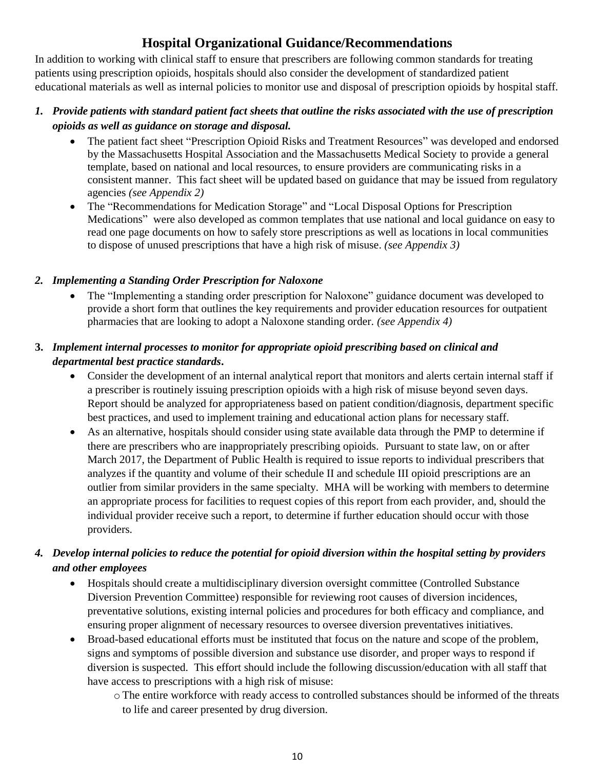## Hospital Organizational Guidance/Recommendations

In addition to working with clinical staff to ensure that prescribers are following common standards for treating patients using prescription opioids, hospitals should also consider the development of standardized patient educational materials as well as internal policies to monitor use and disposal of prescription opioids by hospital staff.

1. ***Provide patients with standard patient fact sheets that outline the risks associated with the use of prescription opioids as well as guidance on storage and disposal.***
   - The patient fact sheet "Prescription Opioid Risks and Treatment Resources" was developed and endorsed by the Massachusetts Hospital Association and the Massachusetts Medical Society to provide a general template, based on national and local resources, to ensure providers are communicating risks in a consistent manner. This fact sheet will be updated based on guidance that may be issued from regulatory agencies *(see Appendix 2)*
   - The "Recommendations for Medication Storage" and "Local Disposal Options for Prescription Medications" were also developed as common templates that use national and local guidance on easy to read one page documents on how to safely store prescriptions as well as locations in local communities to dispose of unused prescriptions that have a high risk of misuse. *(see Appendix 3)*

2. ***Implementing a Standing Order Prescription for Naloxone***
   - The "Implementing a standing order prescription for Naloxone" guidance document was developed to provide a short form that outlines the key requirements and provider education resources for outpatient pharmacies that are looking to adopt a Naloxone standing order. *(see Appendix 4)*

3. ***Implement internal processes to monitor for appropriate opioid prescribing based on clinical and departmental best practice standards.***
   - Consider the development of an internal analytical report that monitors and alerts certain internal staff if a prescriber is routinely issuing prescription opioids with a high risk of misuse beyond seven days. Report should be analyzed for appropriateness based on patient condition/diagnosis, department specific best practices, and used to implement training and educational action plans for necessary staff.
   - As an alternative, hospitals should consider using state available data through the PMP to determine if there are prescribers who are inappropriately prescribing opioids. Pursuant to state law, on or after March 2017, the Department of Public Health is required to issue reports to individual prescribers that analyzes if the quantity and volume of their schedule II and schedule III opioid prescriptions are an outlier from similar providers in the same specialty. MHA will be working with members to determine an appropriate process for facilities to request copies of this report from each provider, and, should the individual provider receive such a report, to determine if further education should occur with those providers.

4. ***Develop internal policies to reduce the potential for opioid diversion within the hospital setting by providers and other employees***
   - Hospitals should create a multidisciplinary diversion oversight committee (Controlled Substance Diversion Prevention Committee) responsible for reviewing root causes of diversion incidences, preventative solutions, existing internal policies and procedures for both efficacy and compliance, and ensuring proper alignment of necessary resources to oversee diversion preventatives initiatives.
   - Broad-based educational efforts must be instituted that focus on the nature and scope of the problem, signs and symptoms of possible diversion and substance use disorder, and proper ways to respond if diversion is suspected. This effort should include the following discussion/education with all staff that have access to prescriptions with a high risk of misuse:
     - The entire workforce with ready access to controlled substances should be informed of the threats to life and career presented by drug diversion.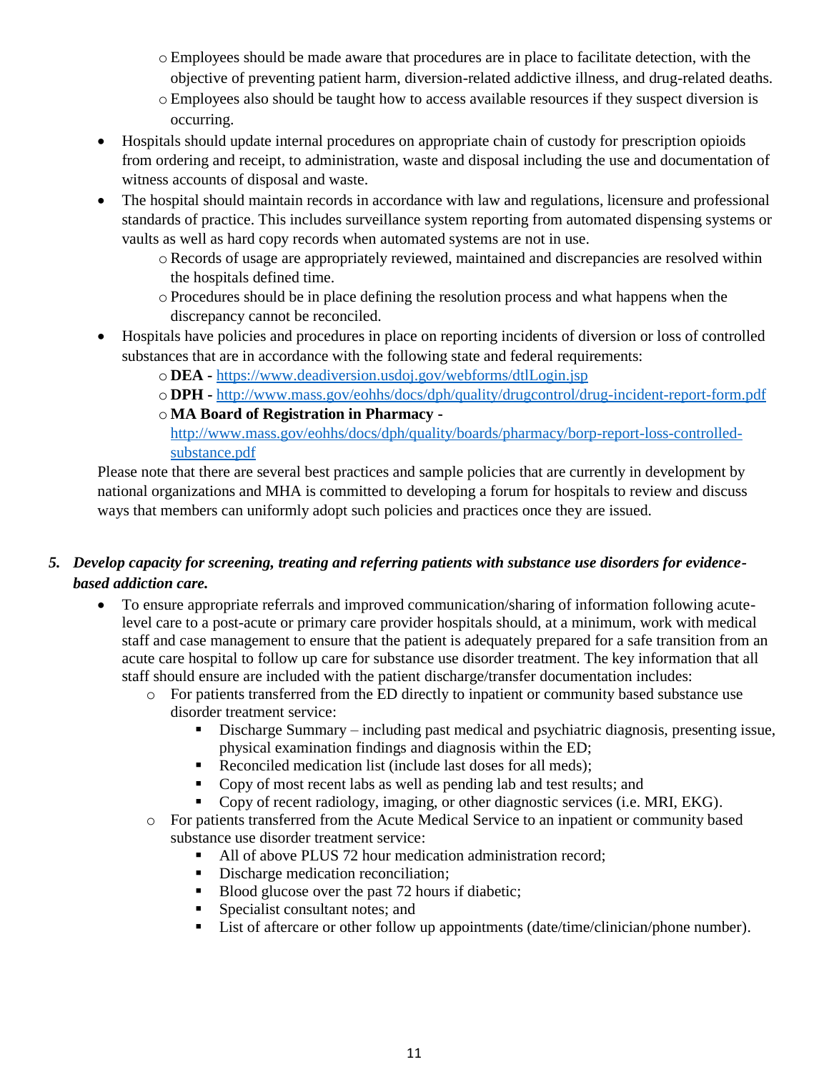- Employees should be made aware that procedures are in place to facilitate detection, with the objective of preventing patient harm, diversion-related addictive illness, and drug-related deaths.
  - Employees also should be taught how to access available resources if they suspect diversion is occurring.
- Hospitals should update internal procedures on appropriate chain of custody for prescription opioids from ordering and receipt, to administration, waste and disposal including the use and documentation of witness accounts of disposal and waste.
- The hospital should maintain records in accordance with law and regulations, licensure and professional standards of practice. This includes surveillance system reporting from automated dispensing systems or vaults as well as hard copy records when automated systems are not in use.
  - Records of usage are appropriately reviewed, maintained and discrepancies are resolved within the hospitals defined time.
  - Procedures should be in place defining the resolution process and what happens when the discrepancy cannot be reconciled.
- Hospitals have policies and procedures in place on reporting incidents of diversion or loss of controlled substances that are in accordance with the following state and federal requirements:
  - **DEA -** https://www.deadiversion.usdoj.gov/webforms/dtlLogin.jsp
  - **DPH -** http://www.mass.gov/eohhs/docs/dph/quality/drugcontrol/drug-incident-report-form.pdf
  - **MA Board of Registration in Pharmacy -** http://www.mass.gov/eohhs/docs/dph/quality/boards/pharmacy/borp-report-loss-controlled-substance.pdf

Please note that there are several best practices and sample policies that are currently in development by national organizations and MHA is committed to developing a forum for hospitals to review and discuss ways that members can uniformly adopt such policies and practices once they are issued.

5. ***Develop capacity for screening, treating and referring patients with substance use disorders for evidence-based addiction care.***
   - To ensure appropriate referrals and improved communication/sharing of information following acute-level care to a post-acute or primary care provider hospitals should, at a minimum, work with medical staff and case management to ensure that the patient is adequately prepared for a safe transition from an acute care hospital to follow up care for substance use disorder treatment. The key information that all staff should ensure are included with the patient discharge/transfer documentation includes:
     - For patients transferred from the ED directly to inpatient or community based substance use disorder treatment service:
       - Discharge Summary – including past medical and psychiatric diagnosis, presenting issue, physical examination findings and diagnosis within the ED;
       - Reconciled medication list (include last doses for all meds);
       - Copy of most recent labs as well as pending lab and test results; and
       - Copy of recent radiology, imaging, or other diagnostic services (i.e. MRI, EKG).
     - For patients transferred from the Acute Medical Service to an inpatient or community based substance use disorder treatment service:
       - All of above PLUS 72 hour medication administration record;
       - Discharge medication reconciliation;
       - Blood glucose over the past 72 hours if diabetic;
       - Specialist consultant notes; and
       - List of aftercare or other follow up appointments (date/time/clinician/phone number).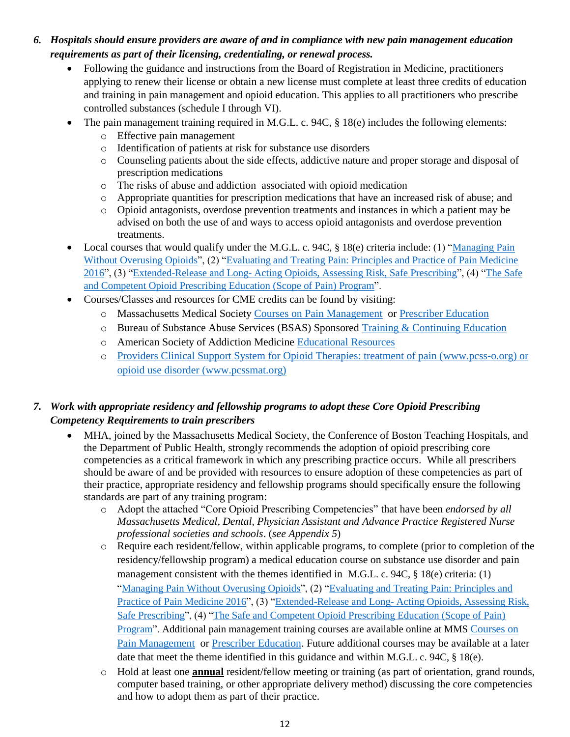6. ***Hospitals should ensure providers are aware of and in compliance with new pain management education requirements as part of their licensing, credentialing, or renewal process.***
   - Following the guidance and instructions from the Board of Registration in Medicine, practitioners applying to renew their license or obtain a new license must complete at least three credits of education and training in pain management and opioid education. This applies to all practitioners who prescribe controlled substances (schedule I through VI).
   - The pain management training required in M.G.L. c. 94C, § 18(e) includes the following elements:
     - Effective pain management
     - Identification of patients at risk for substance use disorders
     - Counseling patients about the side effects, addictive nature and proper storage and disposal of prescription medications
     - The risks of abuse and addiction associated with opioid medication
     - Appropriate quantities for prescription medications that have an increased risk of abuse; and
     - Opioid antagonists, overdose prevention treatments and instances in which a patient may be advised on both the use of and ways to access opioid antagonists and overdose prevention treatments.
   - Local courses that would qualify under the M.G.L. c. 94C, § 18(e) criteria include: (1) "Managing Pain Without Overusing Opioids", (2) "Evaluating and Treating Pain: Principles and Practice of Pain Medicine 2016", (3) "Extended-Release and Long- Acting Opioids, Assessing Risk, Safe Prescribing", (4) "The Safe and Competent Opioid Prescribing Education (Scope of Pain) Program".
   - Courses/Classes and resources for CME credits can be found by visiting:
     - Massachusetts Medical Society Courses on Pain Management or Prescriber Education
     - Bureau of Substance Abuse Services (BSAS) Sponsored Training & Continuing Education
     - American Society of Addiction Medicine Educational Resources
     - Providers Clinical Support System for Opioid Therapies: treatment of pain (www.pcss-o.org) or opioid use disorder (www.pcssmat.org)

7. ***Work with appropriate residency and fellowship programs to adopt these Core Opioid Prescribing Competency Requirements to train prescribers***
   - MHA, joined by the Massachusetts Medical Society, the Conference of Boston Teaching Hospitals, and the Department of Public Health, strongly recommends the adoption of opioid prescribing core competencies as a critical framework in which any prescribing practice occurs. While all prescribers should be aware of and be provided with resources to ensure adoption of these competencies as part of their practice, appropriate residency and fellowship programs should specifically ensure the following standards are part of any training program:
     - Adopt the attached "Core Opioid Prescribing Competencies" that have been *endorsed by all Massachusetts Medical, Dental, Physician Assistant and Advance Practice Registered Nurse professional societies and schools*. (*see Appendix 5*)
     - Require each resident/fellow, within applicable programs, to complete (prior to completion of the residency/fellowship program) a medical education course on substance use disorder and pain management consistent with the themes identified in M.G.L. c. 94C, § 18(e) criteria: (1) "Managing Pain Without Overusing Opioids", (2) "Evaluating and Treating Pain: Principles and Practice of Pain Medicine 2016", (3) "Extended-Release and Long- Acting Opioids, Assessing Risk, Safe Prescribing", (4) "The Safe and Competent Opioid Prescribing Education (Scope of Pain) Program". Additional pain management training courses are available online at MMS Courses on Pain Management or Prescriber Education. Future additional courses may be available at a later date that meet the theme identified in this guidance and within M.G.L. c. 94C, § 18(e).
     - Hold at least one **annual** resident/fellow meeting or training (as part of orientation, grand rounds, computer based training, or other appropriate delivery method) discussing the core competencies and how to adopt them as part of their practice.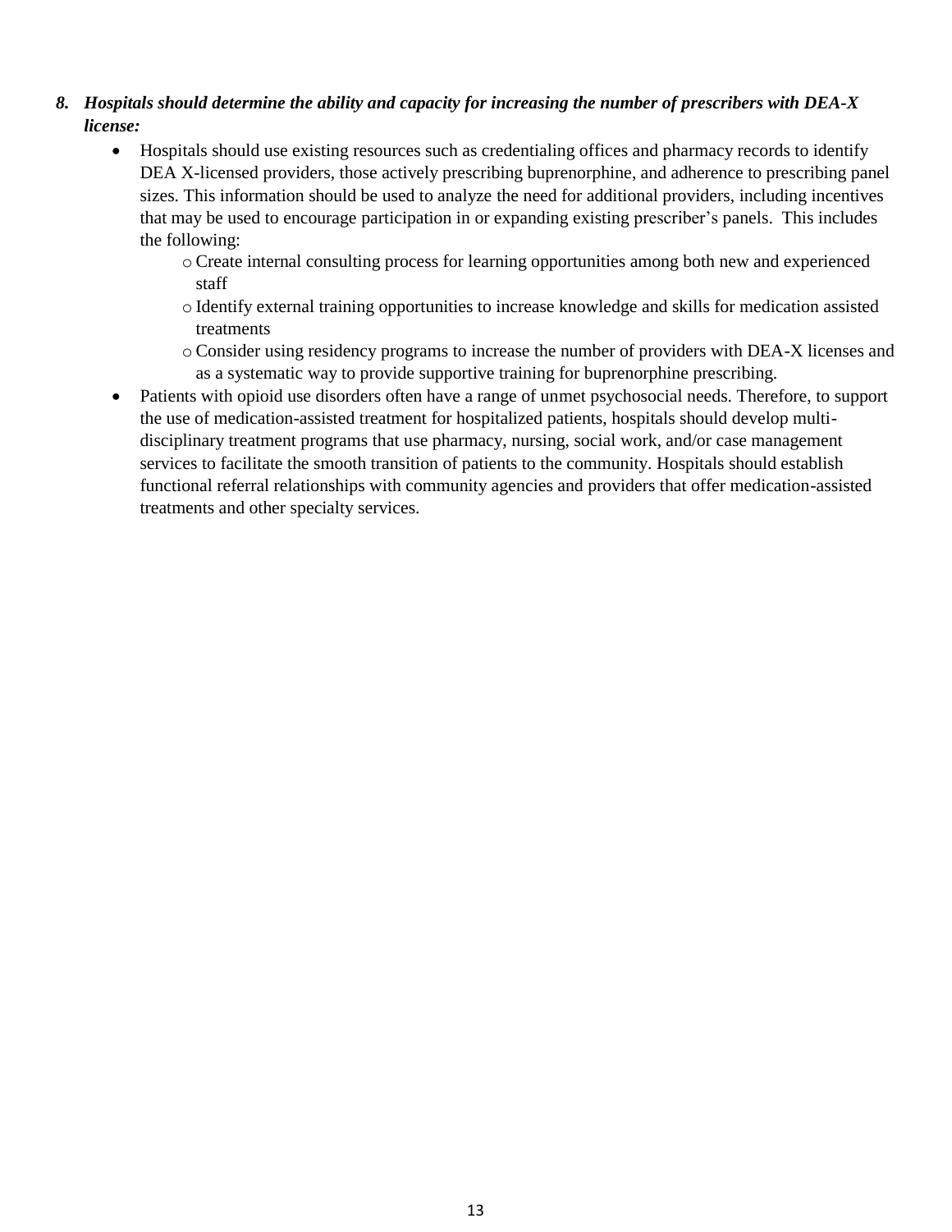8. ***Hospitals should determine the ability and capacity for increasing the number of prescribers with DEA-X license:***
   - Hospitals should use existing resources such as credentialing offices and pharmacy records to identify DEA X-licensed providers, those actively prescribing buprenorphine, and adherence to prescribing panel sizes. This information should be used to analyze the need for additional providers, including incentives that may be used to encourage participation in or expanding existing prescriber's panels. This includes the following:
     - Create internal consulting process for learning opportunities among both new and experienced staff
     - Identify external training opportunities to increase knowledge and skills for medication assisted treatments
     - Consider using residency programs to increase the number of providers with DEA-X licenses and as a systematic way to provide supportive training for buprenorphine prescribing.
   - Patients with opioid use disorders often have a range of unmet psychosocial needs. Therefore, to support the use of medication-assisted treatment for hospitalized patients, hospitals should develop multi-disciplinary treatment programs that use pharmacy, nursing, social work, and/or case management services to facilitate the smooth transition of patients to the community. Hospitals should establish functional referral relationships with community agencies and providers that offer medication-assisted treatments and other specialty services.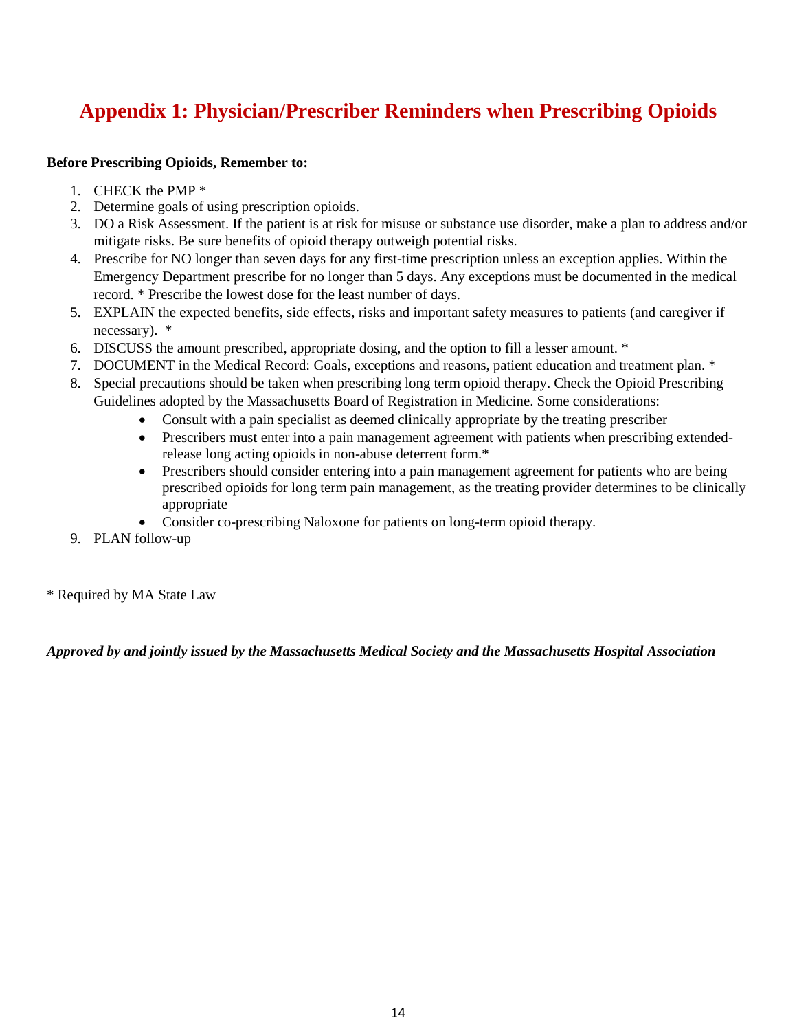# Appendix 1: Physician/Prescriber Reminders when Prescribing Opioids

**Before Prescribing Opioids, Remember to:**

1. CHECK the PMP *
2. Determine goals of using prescription opioids.
3. DO a Risk Assessment. If the patient is at risk for misuse or substance use disorder, make a plan to address and/or mitigate risks. Be sure benefits of opioid therapy outweigh potential risks.
4. Prescribe for NO longer than seven days for any first-time prescription unless an exception applies. Within the Emergency Department prescribe for no longer than 5 days. Any exceptions must be documented in the medical record. * Prescribe the lowest dose for the least number of days.
5. EXPLAIN the expected benefits, side effects, risks and important safety measures to patients (and caregiver if necessary). *
6. DISCUSS the amount prescribed, appropriate dosing, and the option to fill a lesser amount. *
7. DOCUMENT in the Medical Record: Goals, exceptions and reasons, patient education and treatment plan. *
8. Special precautions should be taken when prescribing long term opioid therapy. Check the Opioid Prescribing Guidelines adopted by the Massachusetts Board of Registration in Medicine. Some considerations:
    - Consult with a pain specialist as deemed clinically appropriate by the treating prescriber
    - Prescribers must enter into a pain management agreement with patients when prescribing extended-release long acting opioids in non-abuse deterrent form.*
    - Prescribers should consider entering into a pain management agreement for patients who are being prescribed opioids for long term pain management, as the treating provider determines to be clinically appropriate
    - Consider co-prescribing Naloxone for patients on long-term opioid therapy.
9. PLAN follow-up

* Required by MA State Law

***Approved by and jointly issued by the Massachusetts Medical Society and the Massachusetts Hospital Association***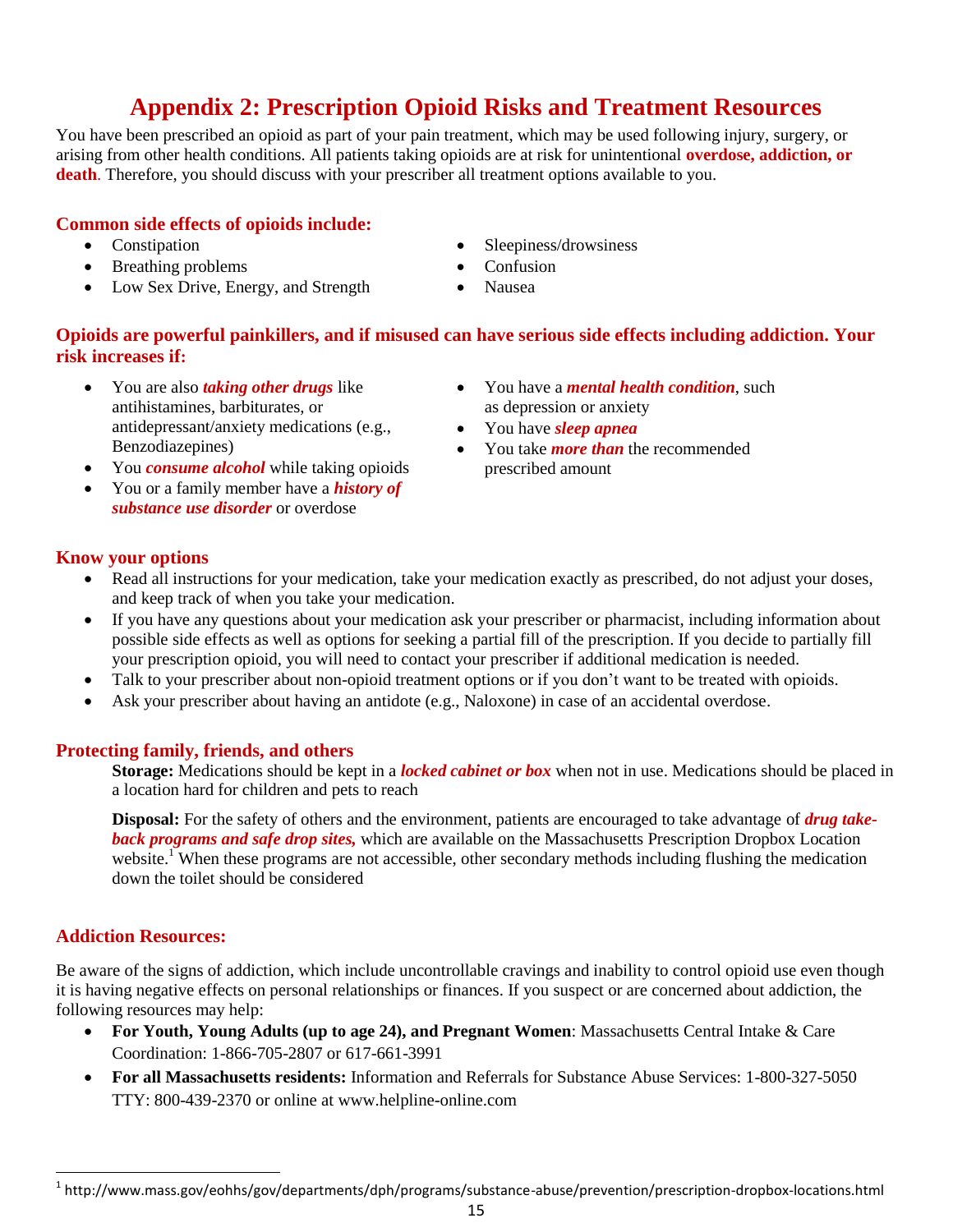# Appendix 2: Prescription Opioid Risks and Treatment Resources

You have been prescribed an opioid as part of your pain treatment, which may be used following injury, surgery, or arising from other health conditions. All patients taking opioids are at risk for unintentional **overdose, addiction, or death**. Therefore, you should discuss with your prescriber all treatment options available to you.

## Common side effects of opioids include:

- Constipation
- Breathing problems
- Low Sex Drive, Energy, and Strength
- Sleepiness/drowsiness
- Confusion
- Nausea

## Opioids are powerful painkillers, and if misused can have serious side effects including addiction. Your risk increases if:

- You are also ***taking other drugs*** like antihistamines, barbiturates, or antidepressant/anxiety medications (e.g., Benzodiazepines)
- You ***consume alcohol*** while taking opioids
- You or a family member have a ***history of substance use disorder*** or overdose
- You have a ***mental health condition***, such as depression or anxiety
- You have ***sleep apnea***
- You take ***more than*** the recommended prescribed amount

## Know your options

- Read all instructions for your medication, take your medication exactly as prescribed, do not adjust your doses, and keep track of when you take your medication.
- If you have any questions about your medication ask your prescriber or pharmacist, including information about possible side effects as well as options for seeking a partial fill of the prescription. If you decide to partially fill your prescription opioid, you will need to contact your prescriber if additional medication is needed.
- Talk to your prescriber about non-opioid treatment options or if you don't want to be treated with opioids.
- Ask your prescriber about having an antidote (e.g., Naloxone) in case of an accidental overdose.

## Protecting family, friends, and others

**Storage:** Medications should be kept in a ***locked cabinet or box*** when not in use. Medications should be placed in a location hard for children and pets to reach

**Disposal:** For the safety of others and the environment, patients are encouraged to take advantage of ***drug take-back programs and safe drop sites,*** which are available on the Massachusetts Prescription Dropbox Location website.[1] When these programs are not accessible, other secondary methods including flushing the medication down the toilet should be considered

## Addiction Resources:

Be aware of the signs of addiction, which include uncontrollable cravings and inability to control opioid use even though it is having negative effects on personal relationships or finances. If you suspect or are concerned about addiction, the following resources may help:

- **For Youth, Young Adults (up to age 24), and Pregnant Women**: Massachusetts Central Intake & Care Coordination: 1-866-705-2807 or 617-661-3991
- **For all Massachusetts residents:** Information and Referrals for Substance Abuse Services: 1-800-327-5050 TTY: 800-439-2370 or online at www.helpline-online.com

---

[1] http://www.mass.gov/eohhs/gov/departments/dph/programs/substance-abuse/prevention/prescription-dropbox-locations.html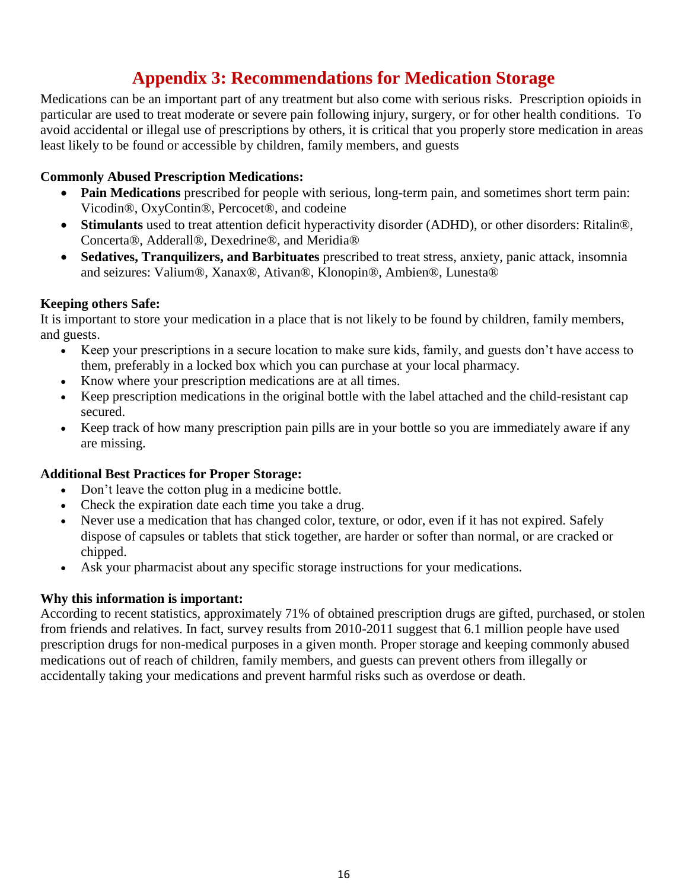# Appendix 3: Recommendations for Medication Storage

Medications can be an important part of any treatment but also come with serious risks. Prescription opioids in particular are used to treat moderate or severe pain following injury, surgery, or for other health conditions. To avoid accidental or illegal use of prescriptions by others, it is critical that you properly store medication in areas least likely to be found or accessible by children, family members, and guests

**Commonly Abused Prescription Medications:**

- **Pain Medications** prescribed for people with serious, long-term pain, and sometimes short term pain: Vicodin®, OxyContin®, Percocet®, and codeine
- **Stimulants** used to treat attention deficit hyperactivity disorder (ADHD), or other disorders: Ritalin®, Concerta®, Adderall®, Dexedrine®, and Meridia®
- **Sedatives, Tranquilizers, and Barbituates** prescribed to treat stress, anxiety, panic attack, insomnia and seizures: Valium®, Xanax®, Ativan®, Klonopin®, Ambien®, Lunesta®

**Keeping others Safe:**

It is important to store your medication in a place that is not likely to be found by children, family members, and guests.

- Keep your prescriptions in a secure location to make sure kids, family, and guests don't have access to them, preferably in a locked box which you can purchase at your local pharmacy.
- Know where your prescription medications are at all times.
- Keep prescription medications in the original bottle with the label attached and the child-resistant cap secured.
- Keep track of how many prescription pain pills are in your bottle so you are immediately aware if any are missing.

**Additional Best Practices for Proper Storage:**

- Don't leave the cotton plug in a medicine bottle.
- Check the expiration date each time you take a drug.
- Never use a medication that has changed color, texture, or odor, even if it has not expired. Safely dispose of capsules or tablets that stick together, are harder or softer than normal, or are cracked or chipped.
- Ask your pharmacist about any specific storage instructions for your medications.

**Why this information is important:**

According to recent statistics, approximately 71% of obtained prescription drugs are gifted, purchased, or stolen from friends and relatives. In fact, survey results from 2010-2011 suggest that 6.1 million people have used prescription drugs for non-medical purposes in a given month. Proper storage and keeping commonly abused medications out of reach of children, family members, and guests can prevent others from illegally or accidentally taking your medications and prevent harmful risks such as overdose or death.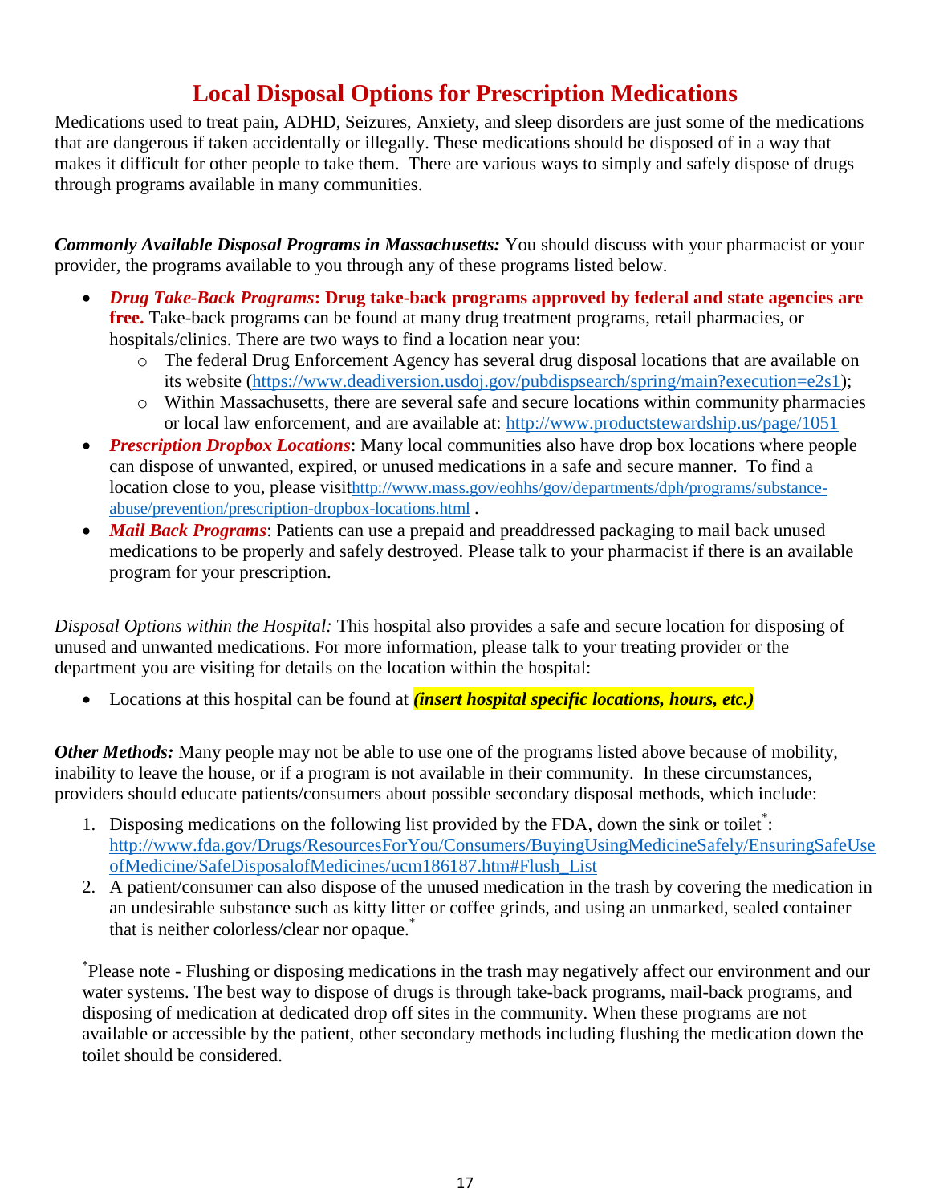# Local Disposal Options for Prescription Medications

Medications used to treat pain, ADHD, Seizures, Anxiety, and sleep disorders are just some of the medications that are dangerous if taken accidentally or illegally. These medications should be disposed of in a way that makes it difficult for other people to take them. There are various ways to simply and safely dispose of drugs through programs available in many communities.

***Commonly Available Disposal Programs in Massachusetts:*** You should discuss with your pharmacist or your provider, the programs available to you through any of these programs listed below.

- ***Drug Take-Back Programs*****: Drug take-back programs approved by federal and state agencies are free.** Take-back programs can be found at many drug treatment programs, retail pharmacies, or hospitals/clinics. There are two ways to find a location near you:
  - The federal Drug Enforcement Agency has several drug disposal locations that are available on its website (https://www.deadiversion.usdoj.gov/pubdispsearch/spring/main?execution=e2s1);
  - Within Massachusetts, there are several safe and secure locations within community pharmacies or local law enforcement, and are available at: http://www.productstewardship.us/page/1051
- ***Prescription Dropbox Locations***: Many local communities also have drop box locations where people can dispose of unwanted, expired, or unused medications in a safe and secure manner. To find a location close to you, please visithttp://www.mass.gov/eohhs/gov/departments/dph/programs/substance-abuse/prevention/prescription-dropbox-locations.html .
- ***Mail Back Programs***: Patients can use a prepaid and preaddressed packaging to mail back unused medications to be properly and safely destroyed. Please talk to your pharmacist if there is an available program for your prescription.

*Disposal Options within the Hospital:* This hospital also provides a safe and secure location for disposing of unused and unwanted medications. For more information, please talk to your treating provider or the department you are visiting for details on the location within the hospital:

- Locations at this hospital can be found at ***(insert hospital specific locations, hours, etc.)***

***Other Methods:*** Many people may not be able to use one of the programs listed above because of mobility, inability to leave the house, or if a program is not available in their community. In these circumstances, providers should educate patients/consumers about possible secondary disposal methods, which include:

1. Disposing medications on the following list provided by the FDA, down the sink or toilet*: http://www.fda.gov/Drugs/ResourcesForYou/Consumers/BuyingUsingMedicineSafely/EnsuringSafeUseofMedicine/SafeDisposalofMedicines/ucm186187.htm#Flush_List
2. A patient/consumer can also dispose of the unused medication in the trash by covering the medication in an undesirable substance such as kitty litter or coffee grinds, and using an unmarked, sealed container that is neither colorless/clear nor opaque.*

*Please note - Flushing or disposing medications in the trash may negatively affect our environment and our water systems. The best way to dispose of drugs is through take-back programs, mail-back programs, and disposing of medication at dedicated drop off sites in the community. When these programs are not available or accessible by the patient, other secondary methods including flushing the medication down the toilet should be considered.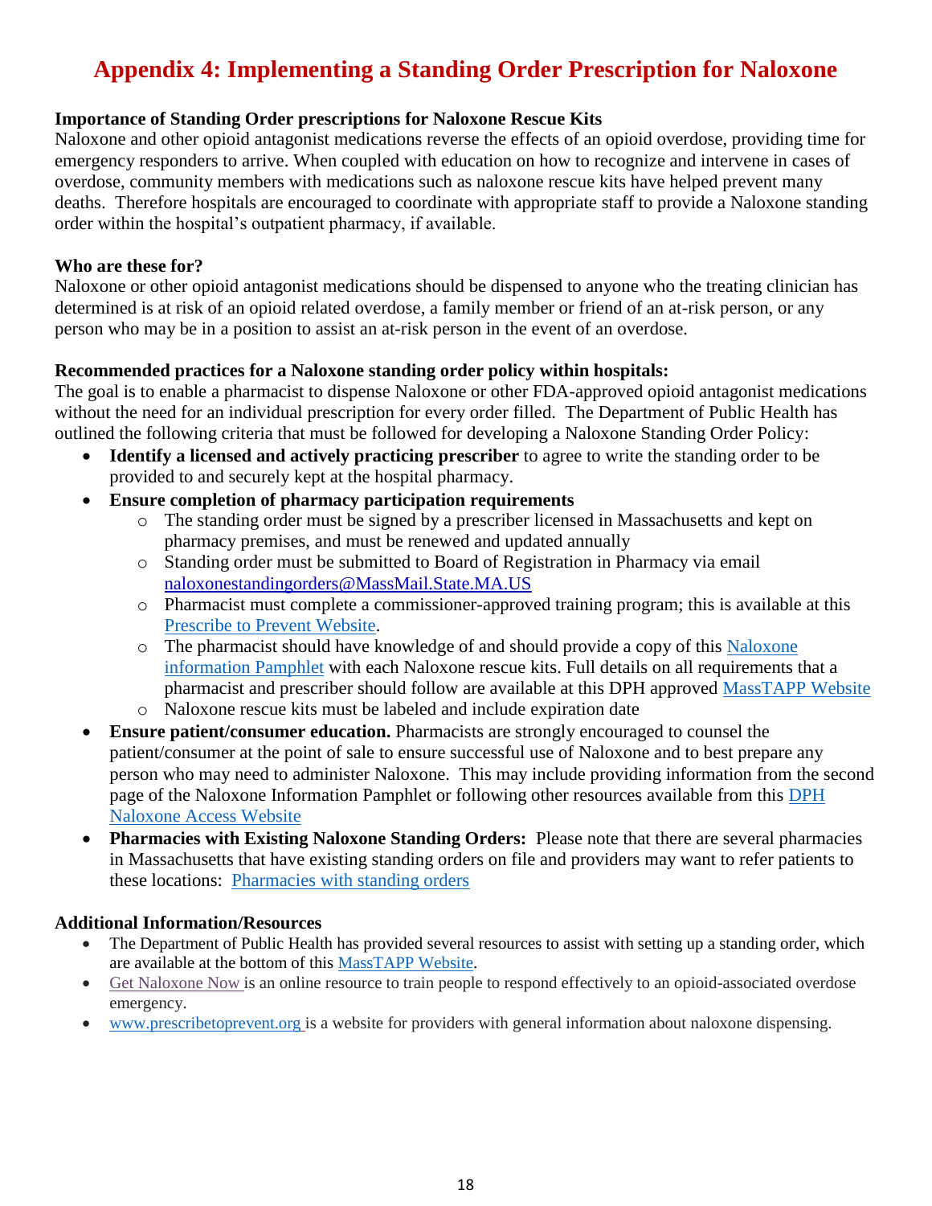# Appendix 4: Implementing a Standing Order Prescription for Naloxone

**Importance of Standing Order prescriptions for Naloxone Rescue Kits**

Naloxone and other opioid antagonist medications reverse the effects of an opioid overdose, providing time for emergency responders to arrive. When coupled with education on how to recognize and intervene in cases of overdose, community members with medications such as naloxone rescue kits have helped prevent many deaths. Therefore hospitals are encouraged to coordinate with appropriate staff to provide a Naloxone standing order within the hospital's outpatient pharmacy, if available.

**Who are these for?**

Naloxone or other opioid antagonist medications should be dispensed to anyone who the treating clinician has determined is at risk of an opioid related overdose, a family member or friend of an at-risk person, or any person who may be in a position to assist an at-risk person in the event of an overdose.

**Recommended practices for a Naloxone standing order policy within hospitals:**

The goal is to enable a pharmacist to dispense Naloxone or other FDA-approved opioid antagonist medications without the need for an individual prescription for every order filled. The Department of Public Health has outlined the following criteria that must be followed for developing a Naloxone Standing Order Policy:

- **Identify a licensed and actively practicing prescriber** to agree to write the standing order to be provided to and securely kept at the hospital pharmacy.
- **Ensure completion of pharmacy participation requirements**
  - The standing order must be signed by a prescriber licensed in Massachusetts and kept on pharmacy premises, and must be renewed and updated annually
  - Standing order must be submitted to Board of Registration in Pharmacy via email naloxonestandingorders@MassMail.State.MA.US
  - Pharmacist must complete a commissioner-approved training program; this is available at this Prescribe to Prevent Website.
  - The pharmacist should have knowledge of and should provide a copy of this Naloxone information Pamphlet with each Naloxone rescue kits. Full details on all requirements that a pharmacist and prescriber should follow are available at this DPH approved MassTAPP Website
  - Naloxone rescue kits must be labeled and include expiration date
- **Ensure patient/consumer education.** Pharmacists are strongly encouraged to counsel the patient/consumer at the point of sale to ensure successful use of Naloxone and to best prepare any person who may need to administer Naloxone. This may include providing information from the second page of the Naloxone Information Pamphlet or following other resources available from this DPH Naloxone Access Website
- **Pharmacies with Existing Naloxone Standing Orders:** Please note that there are several pharmacies in Massachusetts that have existing standing orders on file and providers may want to refer patients to these locations: Pharmacies with standing orders

**Additional Information/Resources**

- The Department of Public Health has provided several resources to assist with setting up a standing order, which are available at the bottom of this MassTAPP Website.
- Get Naloxone Now is an online resource to train people to respond effectively to an opioid-associated overdose emergency.
- www.prescribetoprevent.org is a website for providers with general information about naloxone dispensing.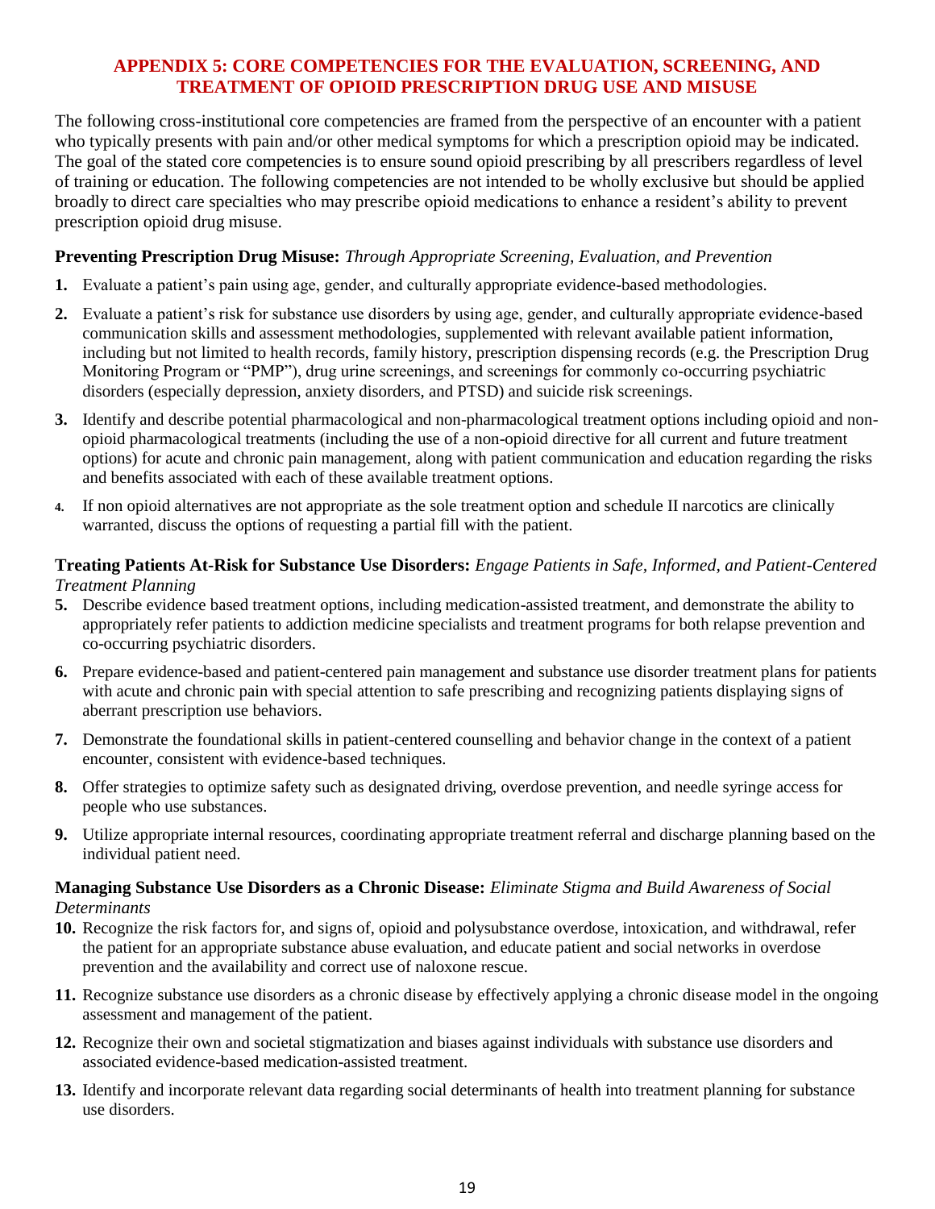# APPENDIX 5: CORE COMPETENCIES FOR THE EVALUATION, SCREENING, AND TREATMENT OF OPIOID PRESCRIPTION DRUG USE AND MISUSE

The following cross-institutional core competencies are framed from the perspective of an encounter with a patient who typically presents with pain and/or other medical symptoms for which a prescription opioid may be indicated. The goal of the stated core competencies is to ensure sound opioid prescribing by all prescribers regardless of level of training or education. The following competencies are not intended to be wholly exclusive but should be applied broadly to direct care specialties who may prescribe opioid medications to enhance a resident's ability to prevent prescription opioid drug misuse.

**Preventing Prescription Drug Misuse:** *Through Appropriate Screening, Evaluation, and Prevention*

1. Evaluate a patient's pain using age, gender, and culturally appropriate evidence-based methodologies.
2. Evaluate a patient's risk for substance use disorders by using age, gender, and culturally appropriate evidence-based communication skills and assessment methodologies, supplemented with relevant available patient information, including but not limited to health records, family history, prescription dispensing records (e.g. the Prescription Drug Monitoring Program or "PMP"), drug urine screenings, and screenings for commonly co-occurring psychiatric disorders (especially depression, anxiety disorders, and PTSD) and suicide risk screenings.
3. Identify and describe potential pharmacological and non-pharmacological treatment options including opioid and non-opioid pharmacological treatments (including the use of a non-opioid directive for all current and future treatment options) for acute and chronic pain management, along with patient communication and education regarding the risks and benefits associated with each of these available treatment options.
4. If non opioid alternatives are not appropriate as the sole treatment option and schedule II narcotics are clinically warranted, discuss the options of requesting a partial fill with the patient.

**Treating Patients At-Risk for Substance Use Disorders:** *Engage Patients in Safe, Informed, and Patient-Centered Treatment Planning*

5. Describe evidence based treatment options, including medication-assisted treatment, and demonstrate the ability to appropriately refer patients to addiction medicine specialists and treatment programs for both relapse prevention and co-occurring psychiatric disorders.
6. Prepare evidence-based and patient-centered pain management and substance use disorder treatment plans for patients with acute and chronic pain with special attention to safe prescribing and recognizing patients displaying signs of aberrant prescription use behaviors.
7. Demonstrate the foundational skills in patient-centered counselling and behavior change in the context of a patient encounter, consistent with evidence-based techniques.
8. Offer strategies to optimize safety such as designated driving, overdose prevention, and needle syringe access for people who use substances.
9. Utilize appropriate internal resources, coordinating appropriate treatment referral and discharge planning based on the individual patient need.

**Managing Substance Use Disorders as a Chronic Disease:** *Eliminate Stigma and Build Awareness of Social Determinants*

10. Recognize the risk factors for, and signs of, opioid and polysubstance overdose, intoxication, and withdrawal, refer the patient for an appropriate substance abuse evaluation, and educate patient and social networks in overdose prevention and the availability and correct use of naloxone rescue.
11. Recognize substance use disorders as a chronic disease by effectively applying a chronic disease model in the ongoing assessment and management of the patient.
12. Recognize their own and societal stigmatization and biases against individuals with substance use disorders and associated evidence-based medication-assisted treatment.
13. Identify and incorporate relevant data regarding social determinants of health into treatment planning for substance use disorders.